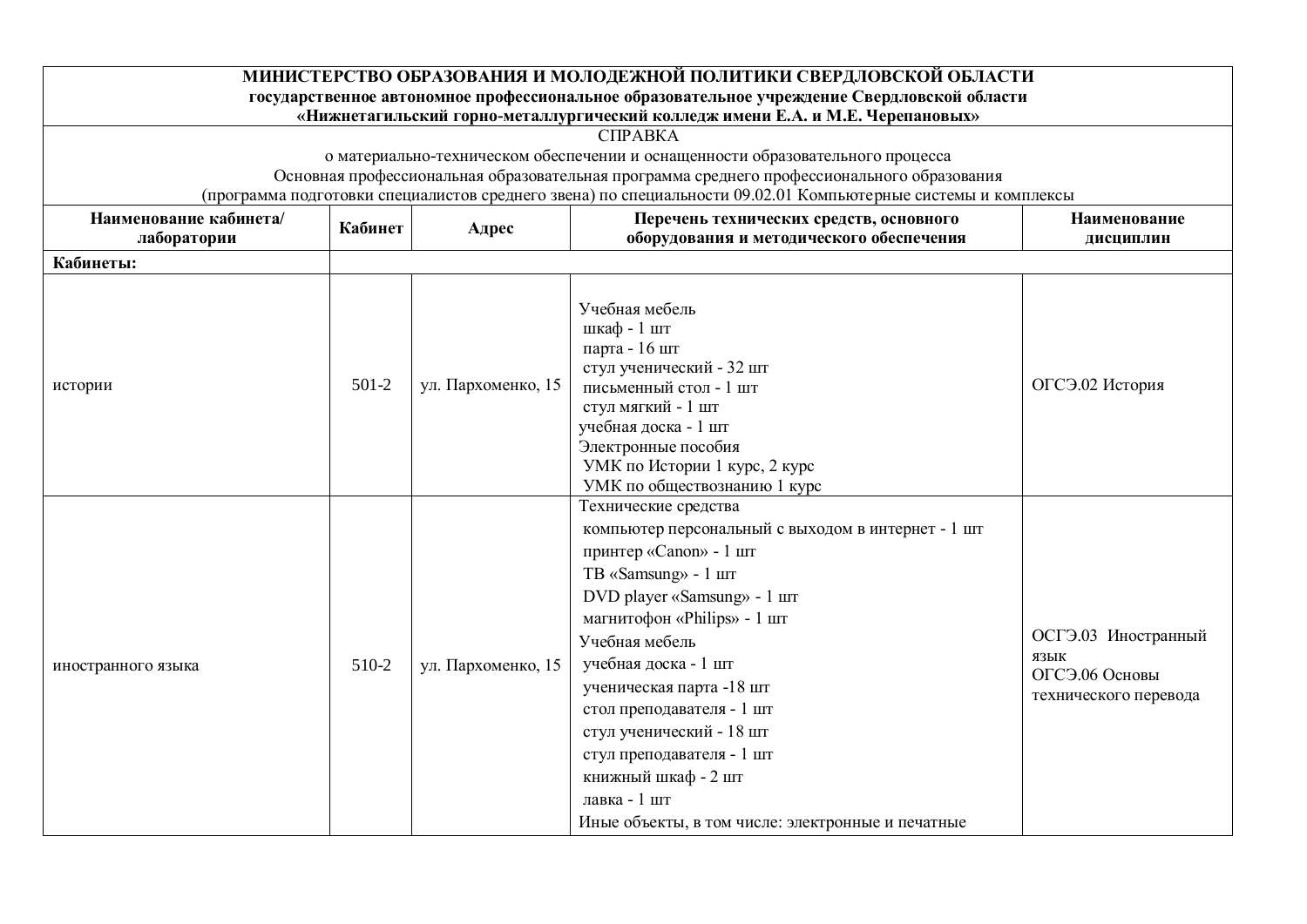**МИНИСТЕРСТВО ОБРАЗОВАНИЯ И МОЛОДЕЖНОЙ ПОЛИТИКИ СВЕРДЛОВСКОЙ ОБЛАСТИ**
**государственное автономное профессиональное образовательное учреждение Свердловской области**
**«Нижнетагильский горно-металлургический колледж имени Е.А. и М.Е. Черепановых»**

СПРАВКА
о материально-техническом обеспечении и оснащенности образовательного процесса
Основная профессиональная образовательная программа среднего профессионального образования
(программа подготовки специалистов среднего звена) по специальности 09.02.01 Компьютерные системы и комплексы

| Наименование кабинета/ лаборатории | Кабинет | Адрес | Перечень технических средств, основного оборудования и методического обеспечения | Наименование дисциплин |
|---|---|---|---|---|
| **Кабинеты:** | | | | |
| истории | 501-2 | ул. Пархоменко, 15 | Учебная мебель<br>шкаф - 1 шт<br>парта - 16 шт<br>стул ученический - 32 шт<br>письменный стол - 1 шт<br>стул мягкий - 1 шт<br>учебная доска - 1 шт<br>Электронные пособия<br>УМК по Истории 1 курс, 2 курс<br>УМК по обществознанию 1 курс | ОГСЭ.02 История |
| иностранного языка | 510-2 | ул. Пархоменко, 15 | Технические средства<br>компьютер персональный с выходом в интернет - 1 шт<br>принтер «Canon» - 1 шт<br>ТВ «Samsung» - 1 шт<br>DVD player «Samsung» - 1 шт<br>магнитофон «Philips» - 1 шт<br>Учебная мебель<br>учебная доска - 1 шт<br>ученическая парта -18 шт<br>стол преподавателя - 1 шт<br>стул ученический - 18 шт<br>стул преподавателя - 1 шт<br>книжный шкаф - 2 шт<br>лавка - 1 шт<br>Иные объекты, в том числе: электронные и печатные | ОСГЭ.03 Иностранный язык<br>ОГСЭ.06 Основы технического перевода |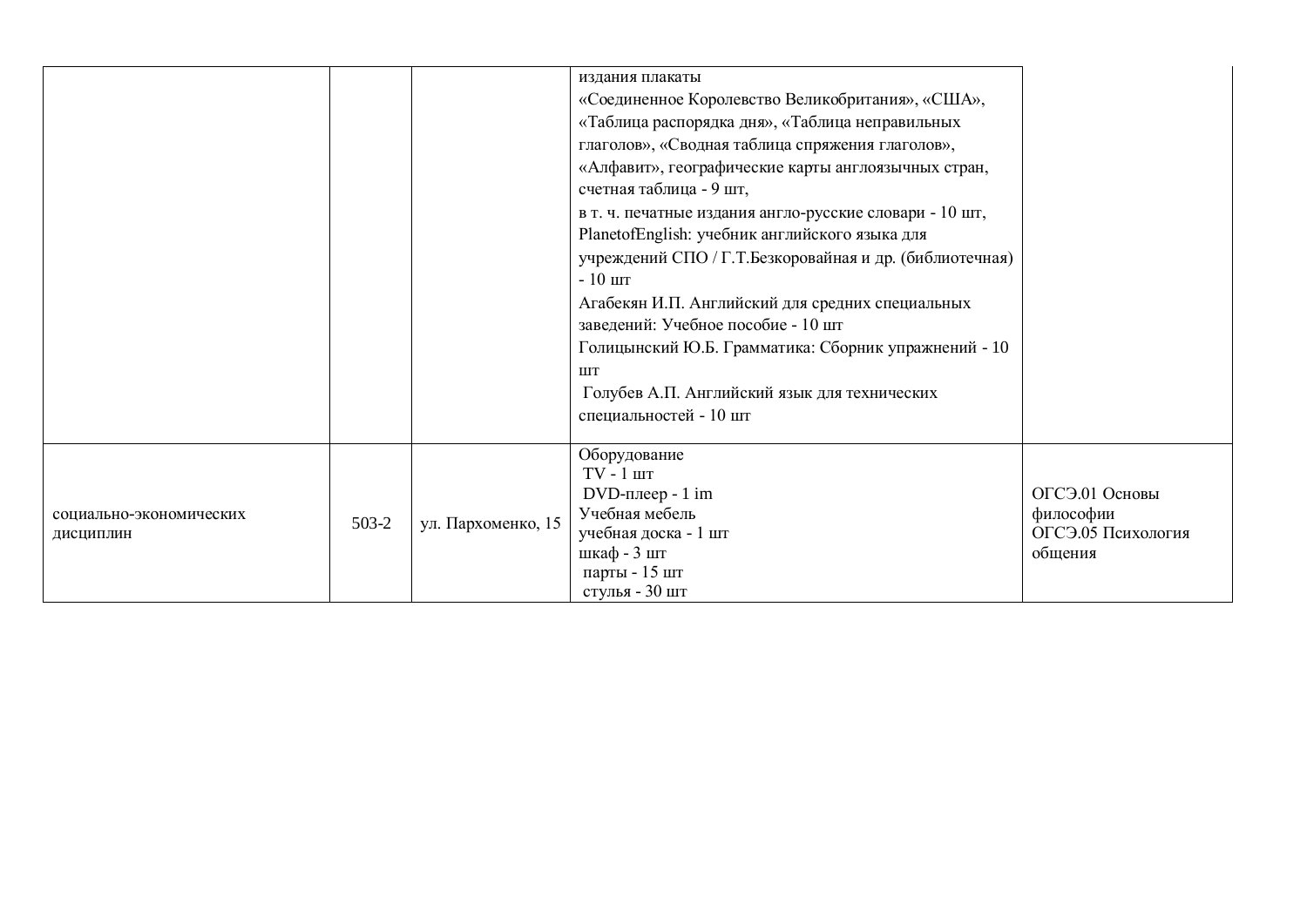|  |  |  |  |  |
| --- | --- | --- | --- | --- |
|  |  |  | издания плакаты<br>«Соединенное Королевство Великобритания», «США», «Таблица распорядка дня», «Таблица неправильных глаголов», «Сводная таблица спряжения глаголов», «Алфавит», географические карты англоязычных стран, счетная таблица - 9 шт,<br>в т. ч. печатные издания англо-русские словари - 10 шт,<br>PlanetofEnglish: учебник английского языка для учреждений СПО / Г.Т.Безкоровайная и др. (библиотечная) - 10 шт<br>Агабекян И.П. Английский для средних специальных заведений: Учебное пособие - 10 шт<br>Голицынский Ю.Б. Грамматика: Сборник упражнений - 10 шт<br>Голубев А.П. Английский язык для технических специальностей - 10 шт |  |
| социально-экономических дисциплин | 503-2 | ул. Пархоменко, 15 | Оборудование<br>TV - 1 шт<br>DVD-плеер - 1 im<br>Учебная мебель<br>учебная доска - 1 шт<br>шкаф - 3 шт<br>парты - 15 шт<br>стулья - 30 шт | ОГСЭ.01 Основы философии<br>ОГСЭ.05 Психология общения |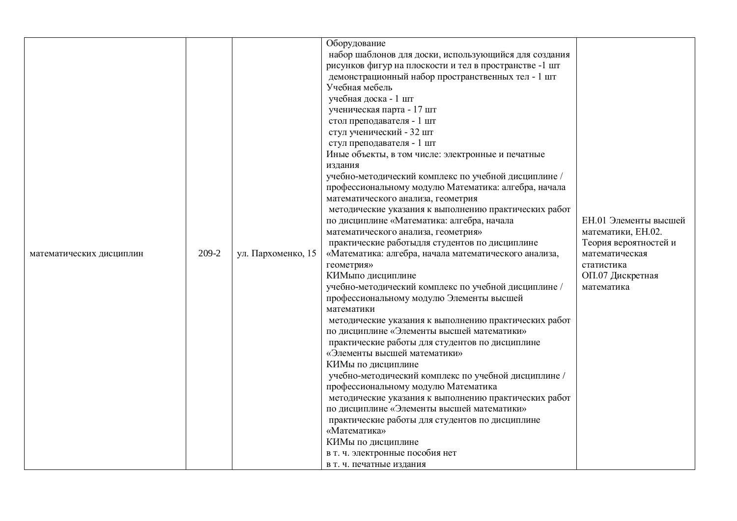| | | | | |
|---|---|---|---|---|
| математических дисциплин | 209-2 | ул. Пархоменко, 15 | Оборудование<br>набор шаблонов для доски, использующийся для создания рисунков фигур на плоскости и тел в пространстве -1 шт<br>демонстрационный набор пространственных тел - 1 шт<br>Учебная мебель<br>учебная доска - 1 шт<br>ученическая парта - 17 шт<br>стол преподавателя - 1 шт<br>стул ученический - 32 шт<br>стул преподавателя - 1 шт<br>Иные объекты, в том числе: электронные и печатные издания<br>учебно-методический комплекс по учебной дисциплине / профессиональному модулю Математика: алгебра, начала математического анализа, геометрия<br>методические указания к выполнению практических работ по дисциплине «Математика: алгебра, начала математического анализа, геометрия»<br>практические работыдля студентов по дисциплине «Математика: алгебра, начала математического анализа, геометрия»<br>КИМыпо дисциплине<br>учебно-методический комплекс по учебной дисциплине / профессиональному модулю Элементы высшей математики<br>методические указания к выполнению практических работ по дисциплине «Элементы высшей математики»<br>практические работы для студентов по дисциплине «Элементы высшей математики»<br>КИМы по дисциплине<br>учебно-методический комплекс по учебной дисциплине / профессиональному модулю Математика<br>методические указания к выполнению практических работ по дисциплине «Элементы высшей математики»<br>практические работы для студентов по дисциплине «Математика»<br>КИМы по дисциплине<br>в т. ч. электронные пособия нет<br>в т. ч. печатные издания | ЕН.01 Элементы высшей математики, ЕН.02. Теория вероятностей и математическая статистика<br>ОП.07 Дискретная математика |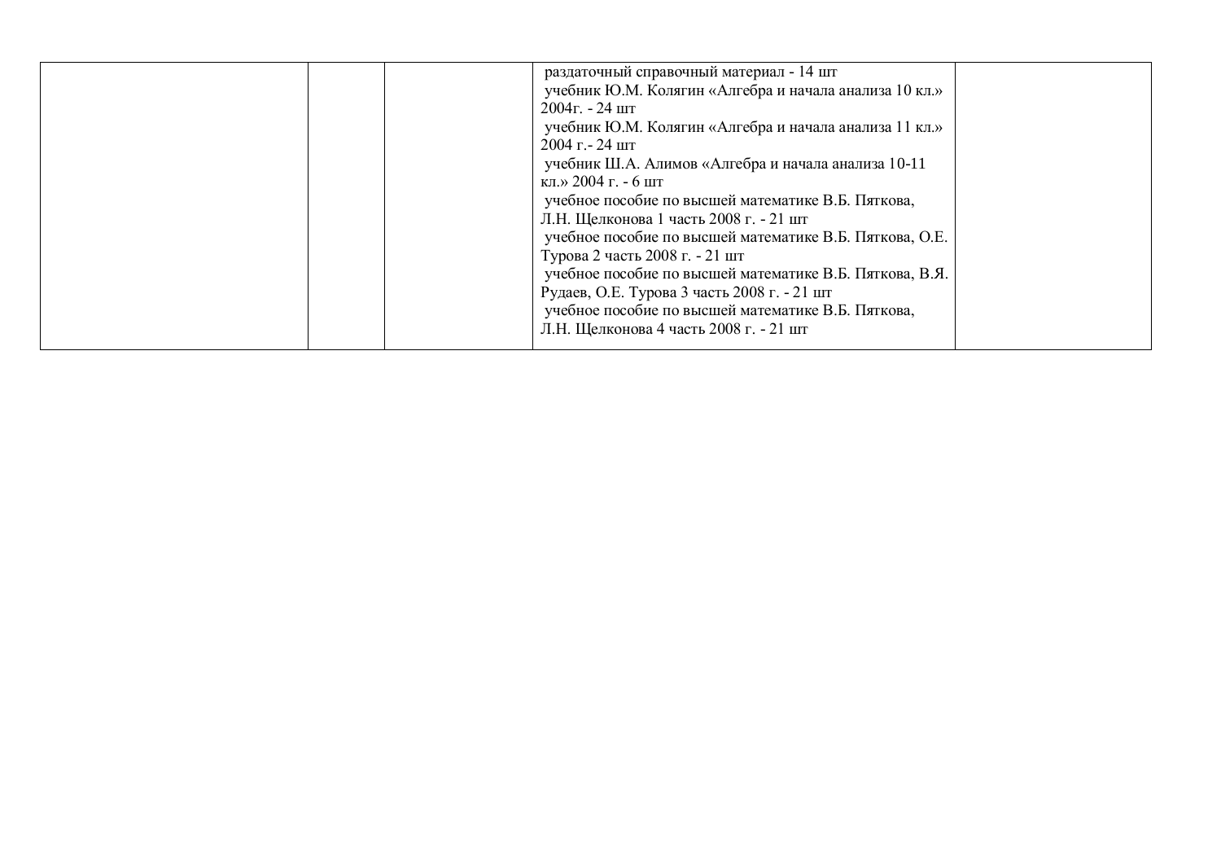|  |  |  |  |  |
|---|---|---|---|---|
|  |  |  | раздаточный справочный материал - 14 шт<br>учебник Ю.М. Колягин «Алгебра и начала анализа 10 кл.» 2004г. - 24 шт<br>учебник Ю.М. Колягин «Алгебра и начала анализа 11 кл.» 2004 г.- 24 шт<br>учебник Ш.А. Алимов «Алгебра и начала анализа 10-11 кл.» 2004 г. - 6 шт<br>учебное пособие по высшей математике В.Б. Пяткова, Л.Н. Щелконова 1 часть 2008 г. - 21 шт<br>учебное пособие по высшей математике В.Б. Пяткова, О.Е. Турова 2 часть 2008 г. - 21 шт<br>учебное пособие по высшей математике В.Б. Пяткова, В.Я. Рудаев, О.Е. Турова 3 часть 2008 г. - 21 шт<br>учебное пособие по высшей математике В.Б. Пяткова, Л.Н. Щелконова 4 часть 2008 г. - 21 шт |  |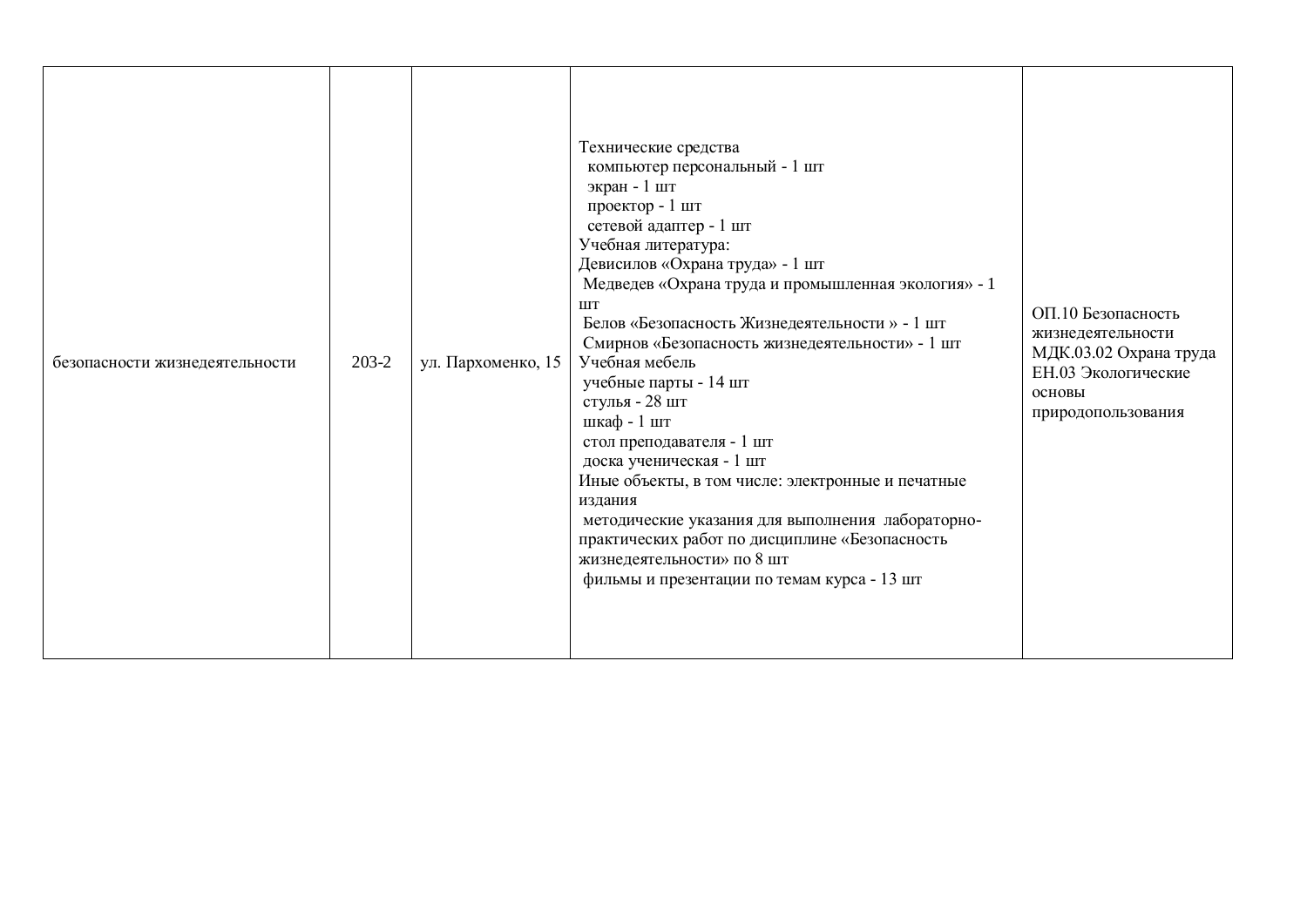| | | | | |
|---|---|---|---|---|
| безопасности жизнедеятельности | 203-2 | ул. Пархоменко, 15 | Технические средства<br>компьютер персональный - 1 шт<br>экран - 1 шт<br>проектор - 1 шт<br>сетевой адаптер - 1 шт<br>Учебная литература:<br>Девисилов «Охрана труда» - 1 шт<br>Медведев «Охрана труда и промышленная экология» - 1 шт<br>Белов «Безопасность Жизнедеятельности » - 1 шт<br>Смирнов «Безопасность жизнедеятельности» - 1 шт<br>Учебная мебель<br>учебные парты - 14 шт<br>стулья - 28 шт<br>шкаф - 1 шт<br>стол преподавателя - 1 шт<br>доска ученическая - 1 шт<br>Иные объекты, в том числе: электронные и печатные издания<br>методические указания для выполнения лабораторно-практических работ по дисциплине «Безопасность жизнедеятельности» по 8 шт<br>фильмы и презентации по темам курса - 13 шт | ОП.10 Безопасность жизнедеятельности<br>МДК.03.02 Охрана труда<br>ЕН.03 Экологические основы природопользования |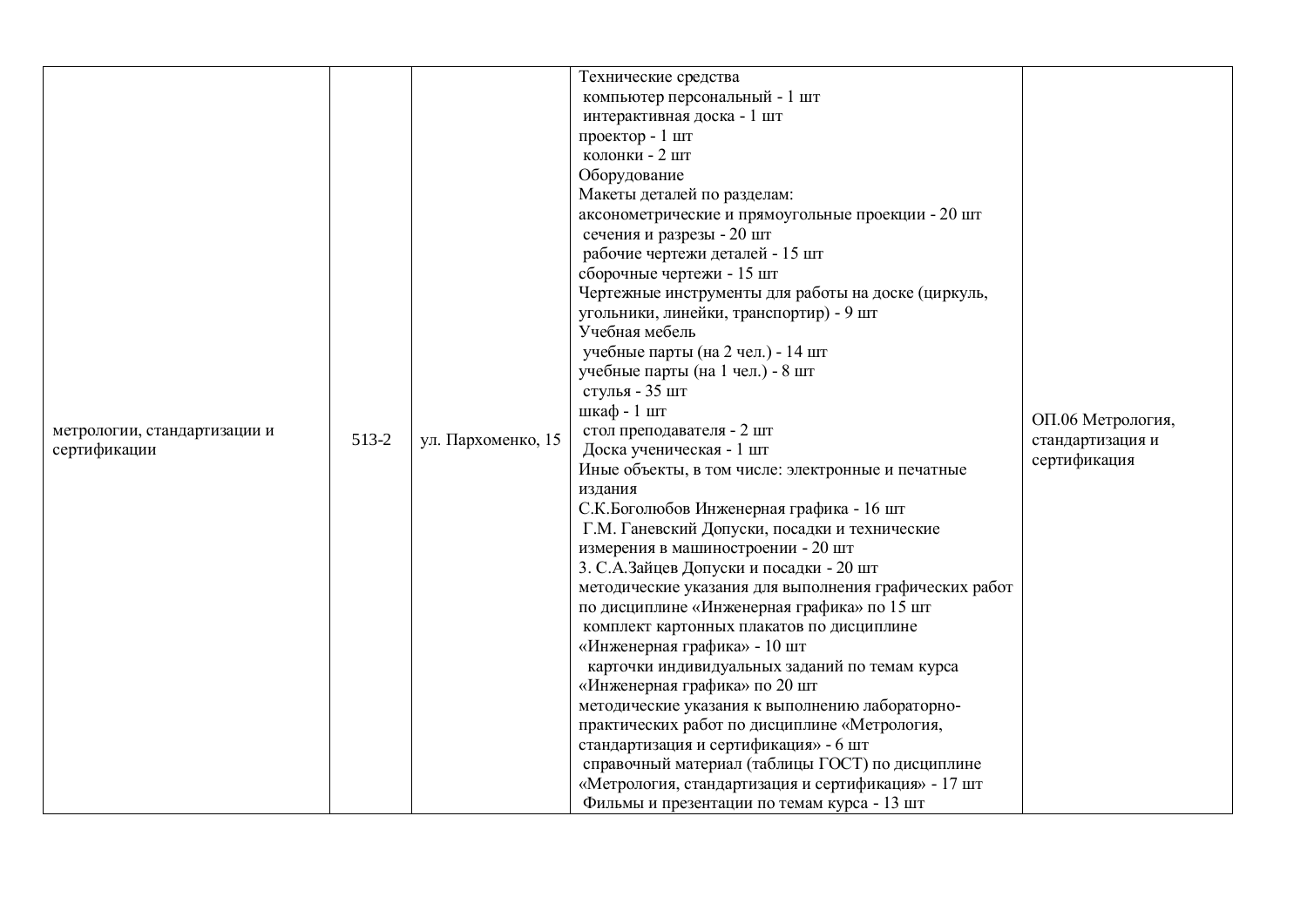| | | | | |
|---|---|---|---|---|
| метрологии, стандартизации и сертификации | 513-2 | ул. Пархоменко, 15 | Технические средства<br>компьютер персональный - 1 шт<br>интерактивная доска - 1 шт<br>проектор - 1 шт<br>колонки - 2 шт<br>Оборудование<br>Макеты деталей по разделам:<br>аксонометрические и прямоугольные проекции - 20 шт<br>сечения и разрезы - 20 шт<br>рабочие чертежи деталей - 15 шт<br>сборочные чертежи - 15 шт<br>Чертежные инструменты для работы на доске (циркуль, угольники, линейки, транспортир) - 9 шт<br>Учебная мебель<br>учебные парты (на 2 чел.) - 14 шт<br>учебные парты (на 1 чел.) - 8 шт<br>стулья - 35 шт<br>шкаф - 1 шт<br>стол преподавателя - 2 шт<br>Доска ученическая - 1 шт<br>Иные объекты, в том числе: электронные и печатные издания<br>С.К.Боголюбов Инженерная графика - 16 шт<br>Г.М. Ганевский Допуски, посадки и технические измерения в машиностроении - 20 шт<br>3. С.А.Зайцев Допуски и посадки - 20 шт<br>методические указания для выполнения графических работ по дисциплине «Инженерная графика» по 15 шт<br>комплект картонных плакатов по дисциплине «Инженерная графика» - 10 шт<br>карточки индивидуальных заданий по темам курса «Инженерная графика» по 20 шт<br>методические указания к выполнению лабораторно-практических работ по дисциплине «Метрология, стандартизация и сертификация» - 6 шт<br>справочный материал (таблицы ГОСТ) по дисциплине «Метрология, стандартизация и сертификация» - 17 шт<br>Фильмы и презентации по темам курса - 13 шт | ОП.06 Метрология, стандартизация и сертификация |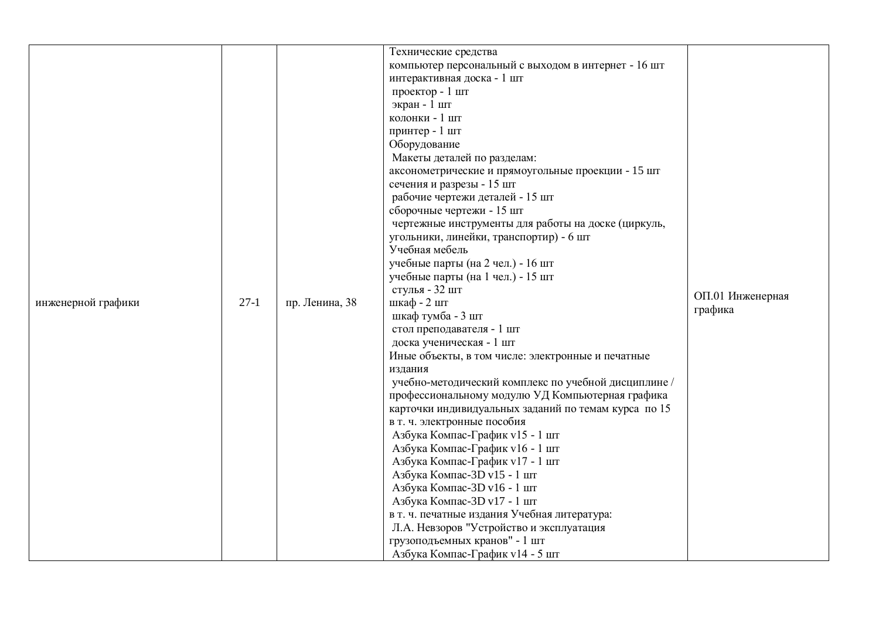| | | | | |
|---|---|---|---|---|
| инженерной графики | 27-1 | пр. Ленина, 38 | Технические средства<br>компьютер персональный с выходом в интернет - 16 шт<br>интерактивная доска - 1 шт<br>проектор - 1 шт<br>экран - 1 шт<br>колонки - 1 шт<br>принтер - 1 шт<br>Оборудование<br>Макеты деталей по разделам:<br>аксонометрические и прямоугольные проекции - 15 шт<br>сечения и разрезы - 15 шт<br>рабочие чертежи деталей - 15 шт<br>сборочные чертежи - 15 шт<br>чертежные инструменты для работы на доске (циркуль, угольники, линейки, транспортир) - 6 шт<br>Учебная мебель<br>учебные парты (на 2 чел.) - 16 шт<br>учебные парты (на 1 чел.) - 15 шт<br>стулья - 32 шт<br>шкаф - 2 шт<br>шкаф тумба - 3 шт<br>стол преподавателя - 1 шт<br>доска ученическая - 1 шт<br>Иные объекты, в том числе: электронные и печатные издания<br>учебно-методический комплекс по учебной дисциплине / профессиональному модулю УД Компьютерная графика<br>карточки индивидуальных заданий по темам курса по 15<br>в т. ч. электронные пособия<br>Азбука Компас-График v15 - 1 шт<br>Азбука Компас-График v16 - 1 шт<br>Азбука Компас-График v17 - 1 шт<br>Азбука Компас-3D v15 - 1 шт<br>Азбука Компас-3D v16 - 1 шт<br>Азбука Компас-3D v17 - 1 шт<br>в т. ч. печатные издания Учебная литература:<br>Л.А. Невзоров "Устройство и эксплуатация грузоподъемных кранов" - 1 шт<br>Азбука Компас-График v14 - 5 шт | ОП.01 Инженерная графика |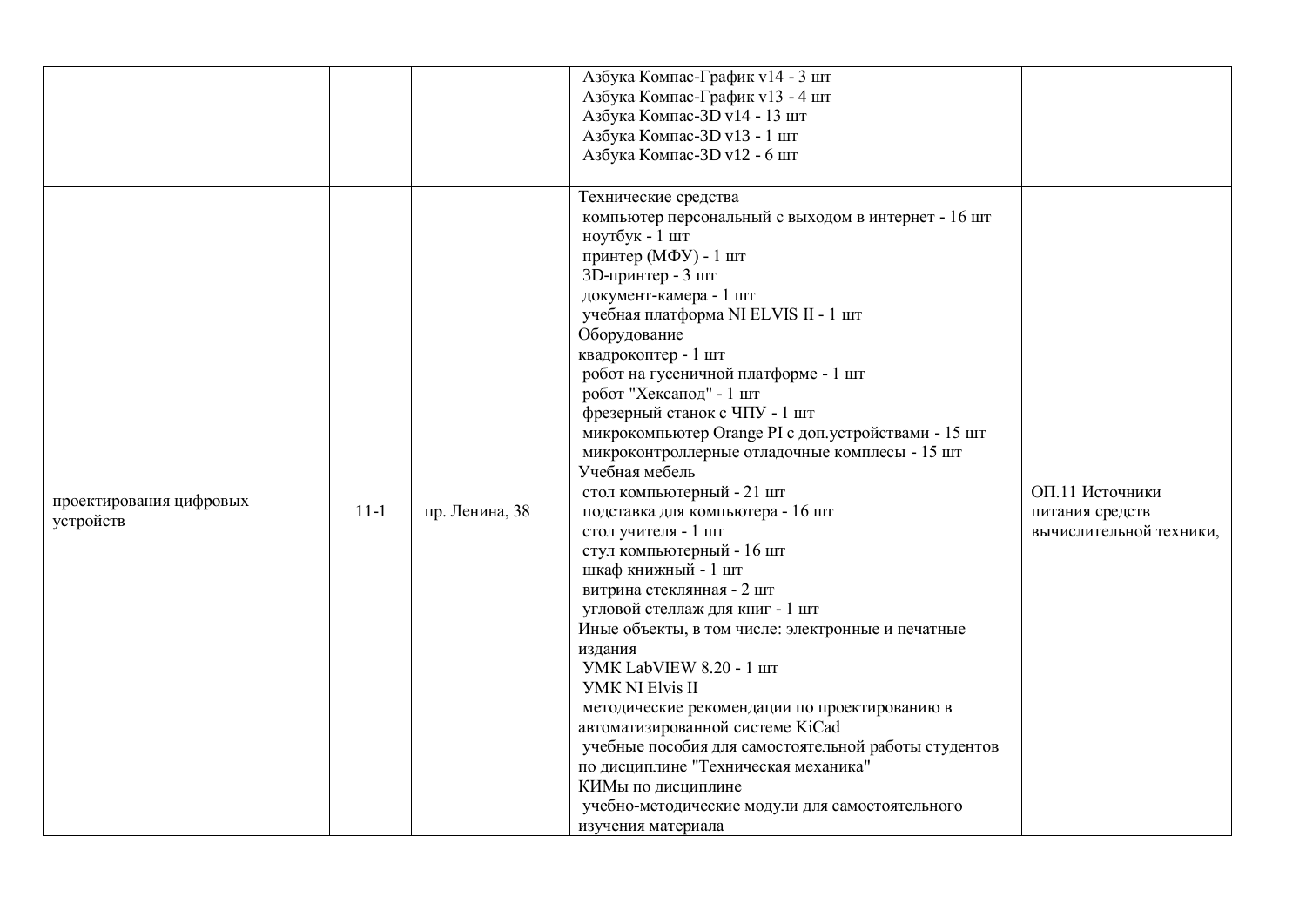|  |  |  |  |  |
|---|---|---|---|---|
|  |  |  | Азбука Компас-График v14 - 3 шт<br>Азбука Компас-График v13 - 4 шт<br>Азбука Компас-3D v14 - 13 шт<br>Азбука Компас-3D v13 - 1 шт<br>Азбука Компас-3D v12 - 6 шт |  |
| проектирования цифровых устройств | 11-1 | пр. Ленина, 38 | Технические средства<br>компьютер персональный с выходом в интернет - 16 шт<br>ноутбук - 1 шт<br>принтер (МФУ) - 1 шт<br>3D-принтер - 3 шт<br>документ-камера - 1 шт<br>учебная платформа NI ELVIS II - 1 шт<br>Оборудование<br>квадрокоптер - 1 шт<br>робот на гусеничной платформе - 1 шт<br>робот "Хексапод" - 1 шт<br>фрезерный станок с ЧПУ - 1 шт<br>микрокомпьютер Orange PI с доп.устройствами - 15 шт<br>микроконтроллерные отладочные комплесы - 15 шт<br>Учебная мебель<br>стол компьютерный - 21 шт<br>подставка для компьютера - 16 шт<br>стол учителя - 1 шт<br>стул компьютерный - 16 шт<br>шкаф книжный - 1 шт<br>витрина стеклянная - 2 шт<br>угловой стеллаж для книг - 1 шт<br>Иные объекты, в том числе: электронные и печатные издания<br>УМК LabVIEW 8.20 - 1 шт<br>УМК NI Elvis II<br>методические рекомендации по проектированию в автоматизированной системе KiCad<br>учебные пособия для самостоятельной работы студентов по дисциплине "Техническая механика"<br>КИМы по дисциплине<br>учебно-методические модули для самостоятельного изучения материала | ОП.11 Источники питания средств вычислительной техники, |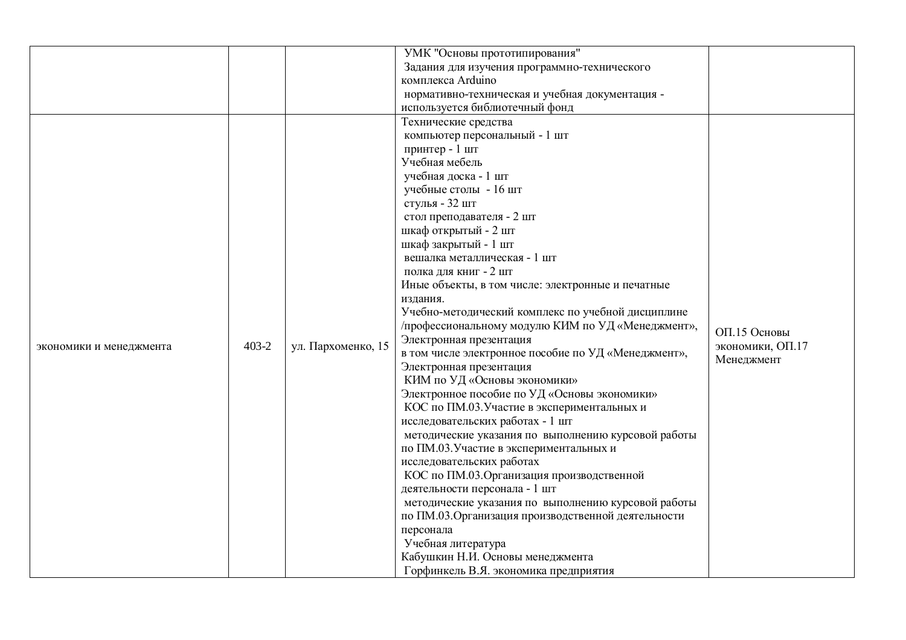| | | | | |
|---|---|---|---|---|
| | | | УМК "Основы прототипирования"<br>Задания для изучения программно-технического комплекса Arduino<br>нормативно-техническая и учебная документация - используется библиотечный фонд | |
| экономики и менеджмента | 403-2 | ул. Пархоменко, 15 | Технические средства<br>компьютер персональный - 1 шт<br>принтер - 1 шт<br>Учебная мебель<br>учебная доска - 1 шт<br>учебные столы - 16 шт<br>стулья - 32 шт<br>стол преподавателя - 2 шт<br>шкаф открытый - 2 шт<br>шкаф закрытый - 1 шт<br>вешалка металлическая - 1 шт<br>полка для книг - 2 шт<br>Иные объекты, в том числе: электронные и печатные издания.<br>Учебно-методический комплекс по учебной дисциплине /профессиональному модулю КИМ по УД «Менеджмент», Электронная презентация<br>в том числе электронное пособие по УД «Менеджмент», Электронная презентация<br>КИМ по УД «Основы экономики»<br>Электронное пособие по УД «Основы экономики»<br>КОС по ПМ.03.Участие в экспериментальных и исследовательских работах - 1 шт<br>методические указания по выполнению курсовой работы по ПМ.03.Участие в экспериментальных и исследовательских работах<br>КОС по ПМ.03.Организация производственной деятельности персонала - 1 шт<br>методические указания по выполнению курсовой работы по ПМ.03.Организация производственной деятельности персонала<br>Учебная литература<br>Кабушкин Н.И. Основы менеджмента<br>Горфинкель В.Я. экономика предприятия | ОП.15 Основы экономики, ОП.17 Менеджмент |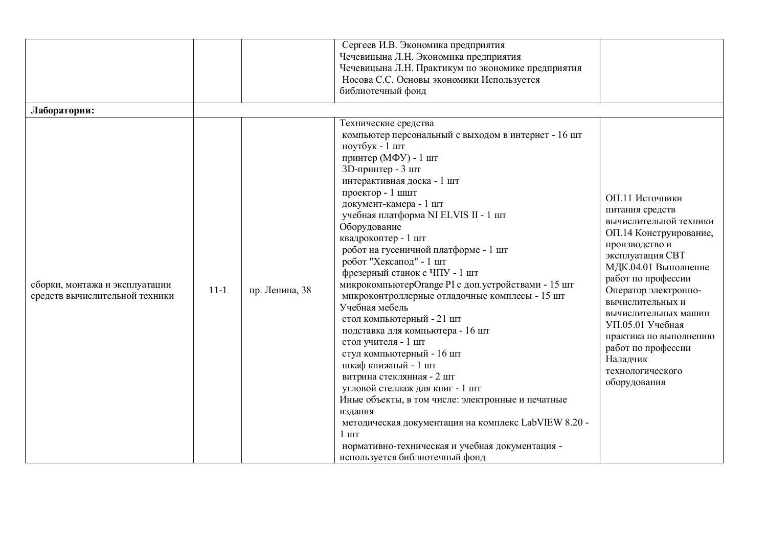| | | | | |
|---|---|---|---|---|
| | | | Сергеев И.В. Экономика предприятия<br>Чечевицына Л.Н. Экономика предприятия<br>Чечевицына Л.Н. Практикум по экономике предприятия<br>Носова С.С. Основы экономики Используется библиотечный фонд | |
| **Лаборатории:** | | | | |
| сборки, монтажа и эксплуатации средств вычислительной техники | 11-1 | пр. Ленина, 38 | Технические средства<br>компьютер персональный с выходом в интернет - 16 шт<br>ноутбук - 1 шт<br>принтер (МФУ) - 1 шт<br>3D-принтер - 3 шт<br>интерактивная доска - 1 шт<br>проектор - 1 шшт<br>документ-камера - 1 шт<br>учебная платформа NI ELVIS II - 1 шт<br>Оборудование<br>квадрокоптер - 1 шт<br>робот на гусеничной платформе - 1 шт<br>робот "Хексапод" - 1 шт<br>фрезерный станок с ЧПУ - 1 шт<br>микрокомпьютерOrange PI с доп.устройствами - 15 шт<br>микроконтроллерные отладочные комплесы - 15 шт<br>Учебная мебель<br>стол компьютерный - 21 шт<br>подставка для компьютера - 16 шт<br>стол учителя - 1 шт<br>стул компьютерный - 16 шт<br>шкаф книжный - 1 шт<br>витрина стеклянная - 2 шт<br>угловой стеллаж для книг - 1 шт<br>Иные объекты, в том числе: электронные и печатные издания<br>методическая документация на комплекс LabVIEW 8.20 - 1 шт<br>нормативно-техническая и учебная документация - используется библиотечный фонд | ОП.11 Источники питания средств вычислительной техники ОП.14 Конструирование, производство и эксплуатация СВТ МДК.04.01 Выполнение работ по профессии Оператор электронно-вычислительных и вычислительных машин УП.05.01 Учебная практика по выполнению работ по профессии Наладчик технологического оборудования |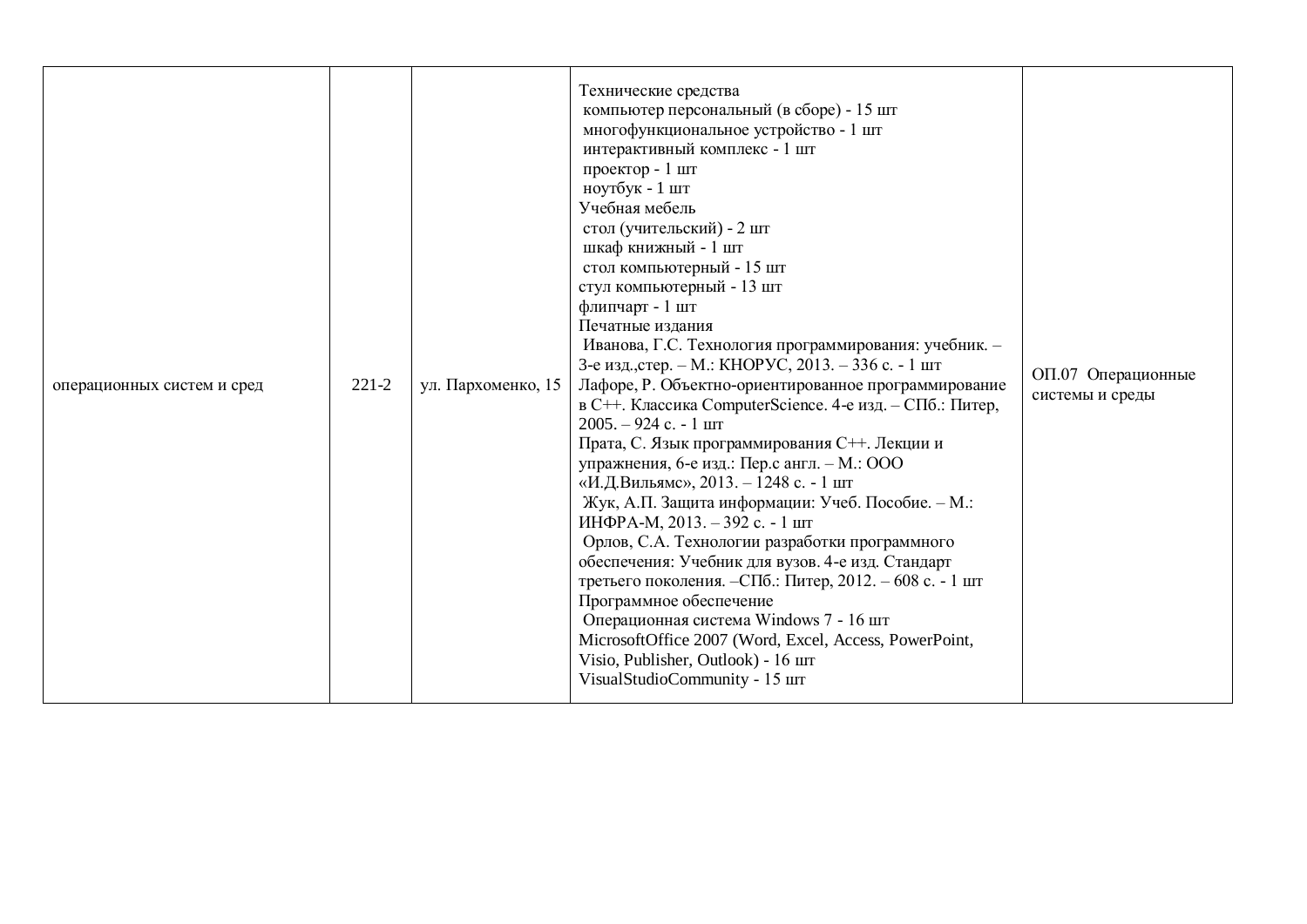| | | | | |
|---|---|---|---|---|
| операционных систем и сред | 221-2 | ул. Пархоменко, 15 | Технические средства<br>компьютер персональный (в сборе) - 15 шт<br>многофункциональное устройство - 1 шт<br>интерактивный комплекс - 1 шт<br>проектор - 1 шт<br>ноутбук - 1 шт<br>Учебная мебель<br>стол (учительский) - 2 шт<br>шкаф книжный - 1 шт<br>стол компьютерный - 15 шт<br>стул компьютерный - 13 шт<br>флипчарт - 1 шт<br>Печатные издания<br>Иванова, Г.С. Технология программирования: учебник. – 3-е изд.,стер. – М.: КНОРУС, 2013. – 336 с. - 1 шт<br>Лафоре, Р. Объектно-ориентированное программирование в С++. Классика ComputerScience. 4-е изд. – СПб.: Питер, 2005. – 924 с. - 1 шт<br>Прата, С. Язык программирования С++. Лекции и упражнения, 6-е изд.: Пер.с англ. – М.: ООО «И.Д.Вильямс», 2013. – 1248 с. - 1 шт<br>Жук, А.П. Защита информации: Учеб. Пособие. – М.: ИНФРА-М, 2013. – 392 с. - 1 шт<br>Орлов, С.А. Технологии разработки программного обеспечения: Учебник для вузов. 4-е изд. Стандарт третьего поколения. –СПб.: Питер, 2012. – 608 с. - 1 шт<br>Программное обеспечение<br>Операционная система Windows 7 - 16 шт<br>MicrosoftOffice 2007 (Word, Excel, Access, PowerPoint, Visio, Publisher, Outlook) - 16 шт<br>VisualStudioCommunity - 15 шт | ОП.07 Операционные системы и среды |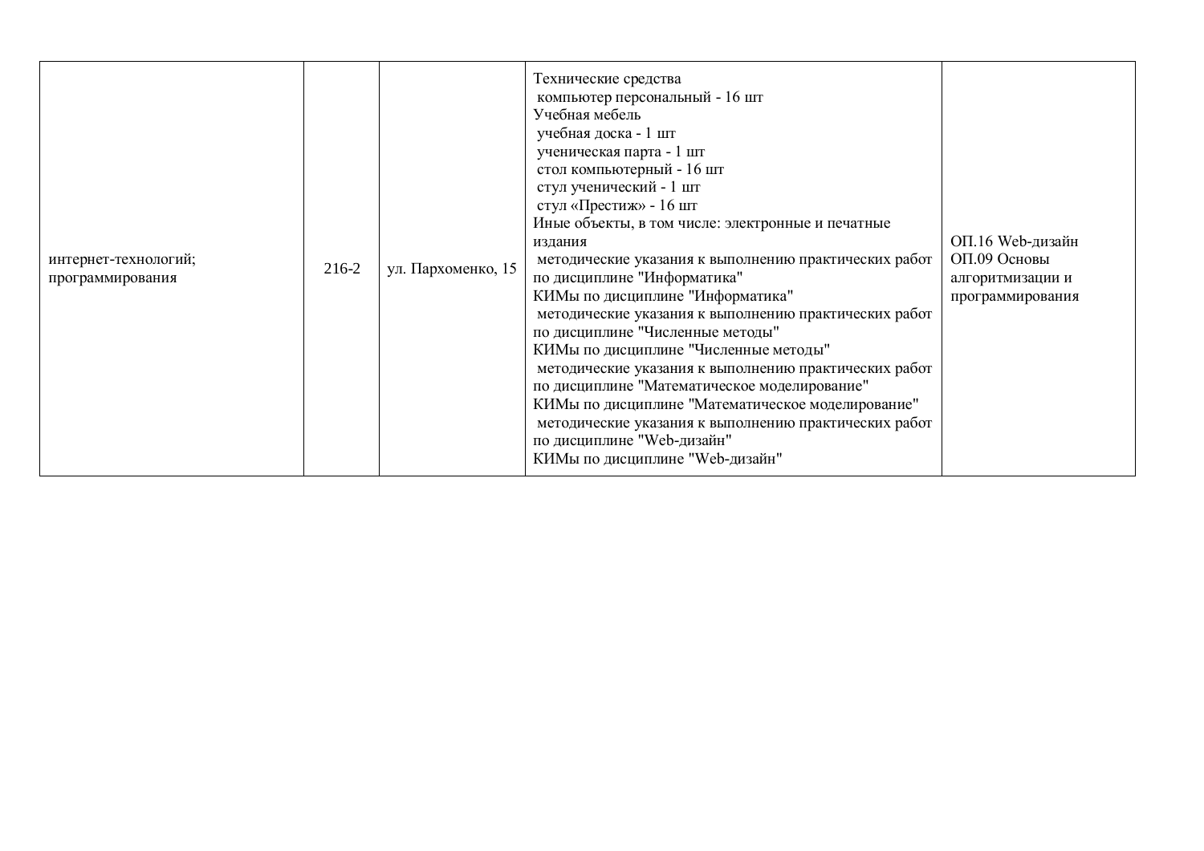|  |  |  |  |  |
|---|---|---|---|---|
| интернет-технологий; программирования | 216-2 | ул. Пархоменко, 15 | Технические средства<br>компьютер персональный - 16 шт<br>Учебная мебель<br>учебная доска - 1 шт<br>ученическая парта - 1 шт<br>стол компьютерный - 16 шт<br>стул ученический - 1 шт<br>стул «Престиж» - 16 шт<br>Иные объекты, в том числе: электронные и печатные издания<br>методические указания к выполнению практических работ по дисциплине "Информатика"<br>КИМы по дисциплине "Информатика"<br>методические указания к выполнению практических работ по дисциплине "Численные методы"<br>КИМы по дисциплине "Численные методы"<br>методические указания к выполнению практических работ по дисциплине "Математическое моделирование"<br>КИМы по дисциплине "Математическое моделирование"<br>методические указания к выполнению практических работ по дисциплине "Web-дизайн"<br>КИМы по дисциплине "Web-дизайн" | ОП.16 Web-дизайн<br>ОП.09 Основы алгоритмизации и программирования |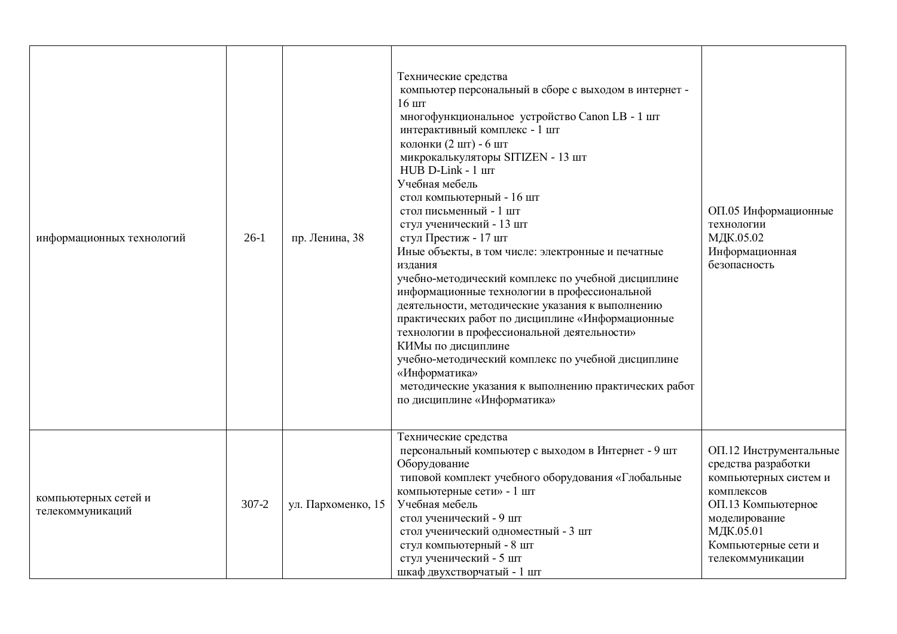| | | | | |
|---|---|---|---|---|
| информационных технологий | 26-1 | пр. Ленина, 38 | Технические средства<br>компьютер персональный в сборе с выходом в интернет - 16 шт<br>многофункциональное устройство Canon LB - 1 шт<br>интерактивный комплекс - 1 шт<br>колонки (2 шт) - 6 шт<br>микрокалькуляторы SITIZEN - 13 шт<br>HUB D-Link - 1 шт<br>Учебная мебель<br>стол компьютерный - 16 шт<br>стол письменный - 1 шт<br>стул ученический - 13 шт<br>стул Престиж - 17 шт<br>Иные объекты, в том числе: электронные и печатные издания<br>учебно-методический комплекс по учебной дисциплине информационные технологии в профессиональной деятельности, методические указания к выполнению практических работ по дисциплине «Информационные технологии в профессиональной деятельности»<br>КИМы по дисциплине<br>учебно-методический комплекс по учебной дисциплине «Информатика»<br>методические указания к выполнению практических работ по дисциплине «Информатика» | ОП.05 Информационные технологии<br>МДК.05.02 Информационная безопасность |
| компьютерных сетей и телекоммуникаций | 307-2 | ул. Пархоменко, 15 | Технические средства<br>персональный компьютер с выходом в Интернет - 9 шт<br>Оборудование<br>типовой комплект учебного оборудования «Глобальные компьютерные сети» - 1 шт<br>Учебная мебель<br>стол ученический - 9 шт<br>стол ученический одноместный - 3 шт<br>стул компьютерный - 8 шт<br>стул ученический - 5 шт<br>шкаф двухстворчатый - 1 шт | ОП.12 Инструментальные средства разработки компьютерных систем и комплексов<br>ОП.13 Компьютерное моделирование<br>МДК.05.01 Компьютерные сети и телекоммуникации |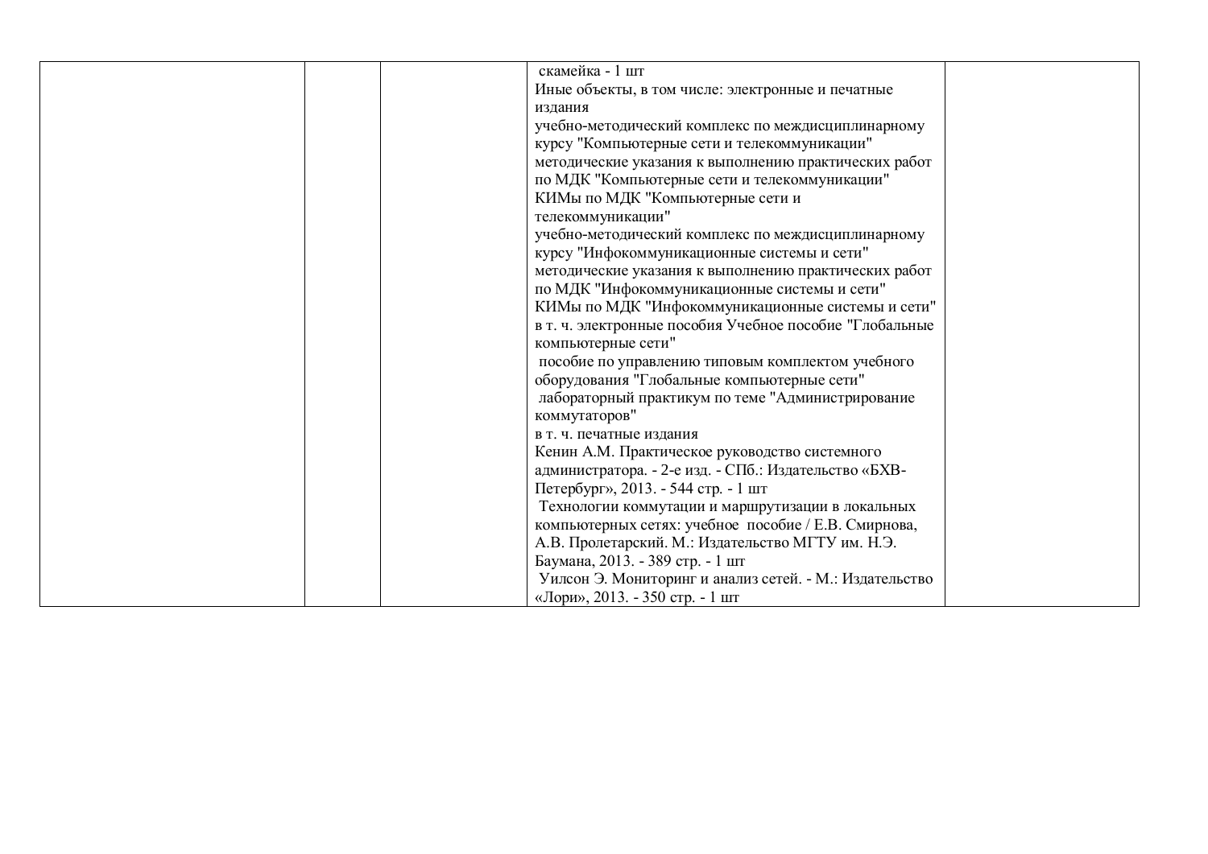| | | | скамейка - 1 шт<br>Иные объекты, в том числе: электронные и печатные издания<br>учебно-методический комплекс по междисциплинарному курсу "Компьютерные сети и телекоммуникации"<br>методические указания к выполнению практических работ по МДК "Компьютерные сети и телекоммуникации"<br>КИМы по МДК "Компьютерные сети и телекоммуникации"<br>учебно-методический комплекс по междисциплинарному курсу "Инфокоммуникационные системы и сети"<br>методические указания к выполнению практических работ по МДК "Инфокоммуникационные системы и сети"<br>КИМы по МДК "Инфокоммуникационные системы и сети"<br>в т. ч. электронные пособия Учебное пособие "Глобальные компьютерные сети"<br>пособие по управлению типовым комплектом учебного оборудования "Глобальные компьютерные сети"<br>лабораторный практикум по теме "Администрирование коммутаторов"<br>в т. ч. печатные издания<br>Кенин А.М. Практическое руководство системного администратора. - 2-е изд. - СПб.: Издательство «БХВ-Петербург», 2013. - 544 стр. - 1 шт<br>Технологии коммутации и маршрутизации в локальных компьютерных сетях: учебное пособие / Е.В. Смирнова, А.В. Пролетарский. М.: Издательство МГТУ им. Н.Э. Баумана, 2013. - 389 стр. - 1 шт<br>Уилсон Э. Мониторинг и анализ сетей. - М.: Издательство «Лори», 2013. - 350 стр. - 1 шт | |
|---|---|---|---|---|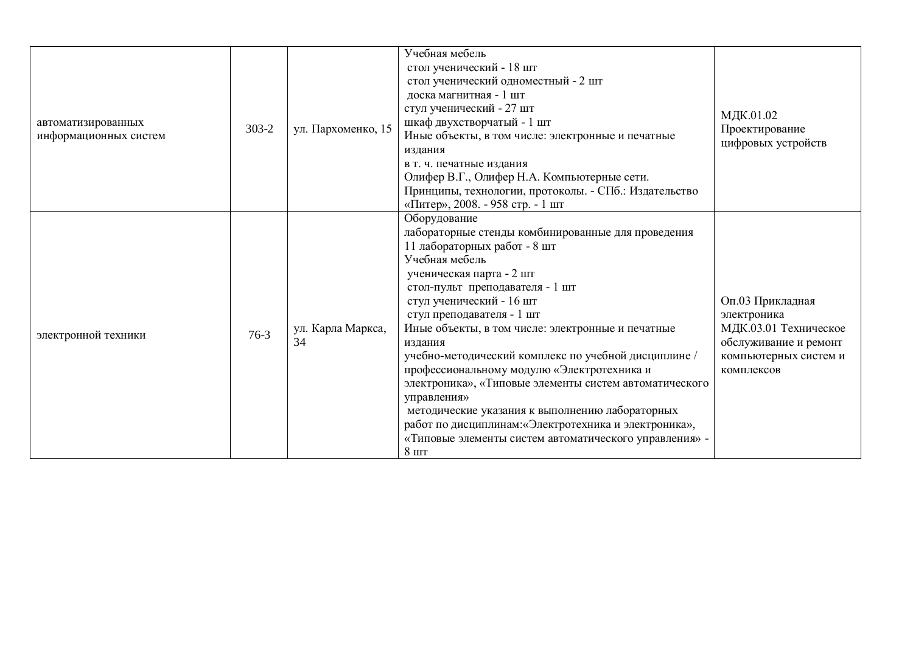| | | | | |
|---|---|---|---|---|
| автоматизированных информационных систем | 303-2 | ул. Пархоменко, 15 | Учебная мебель<br>стол ученический - 18 шт<br>стол ученический одноместный - 2 шт<br>доска магнитная - 1 шт<br>стул ученический - 27 шт<br>шкаф двухстворчатый - 1 шт<br>Иные объекты, в том числе: электронные и печатные издания<br>в т. ч. печатные издания<br>Олифер В.Г., Олифер Н.А. Компьютерные сети. Принципы, технологии, протоколы. - СПб.: Издательство «Питер», 2008. - 958 стр. - 1 шт | МДК.01.02 Проектирование цифровых устройств |
| электронной техники | 76-3 | ул. Карла Маркса, 34 | Оборудование<br>лабораторные стенды комбинированные для проведения 11 лабораторных работ - 8 шт<br>Учебная мебель<br>ученическая парта - 2 шт<br>стол-пульт преподавателя - 1 шт<br>стул ученический - 16 шт<br>стул преподавателя - 1 шт<br>Иные объекты, в том числе: электронные и печатные издания<br>учебно-методический комплекс по учебной дисциплине / профессиональному модулю «Электротехника и электроника», «Типовые элементы систем автоматического управления»<br>методические указания к выполнению лабораторных работ по дисциплинам:«Электротехника и электроника», «Типовые элементы систем автоматического управления» - 8 шт | Оп.03 Прикладная электроника<br>МДК.03.01 Техническое обслуживание и ремонт компьютерных систем и комплексов |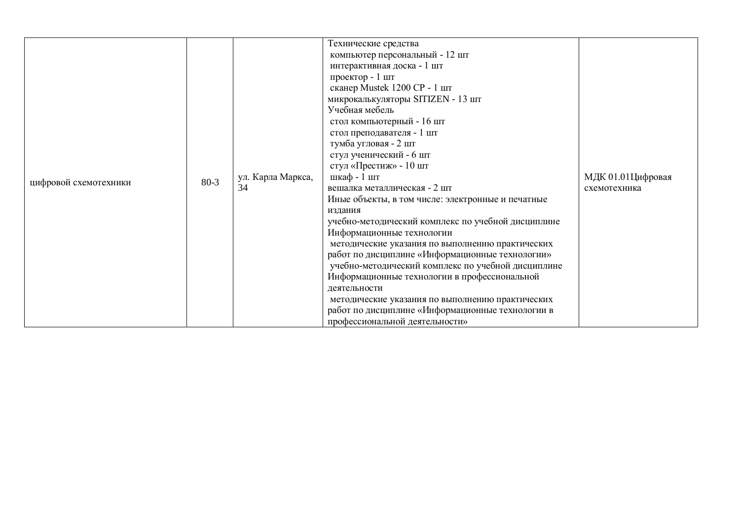| | | | | |
|---|---|---|---|---|
| цифровой схемотехники | 80-3 | ул. Карла Маркса, 34 | Технические средства<br>компьютер персональный - 12 шт<br>интерактивная доска - 1 шт<br>проектор - 1 шт<br>сканер Mustek 1200 CP - 1 шт<br>микрокалькуляторы SITIZEN - 13 шт<br>Учебная мебель<br>стол компьютерный - 16 шт<br>стол преподавателя - 1 шт<br>тумба угловая - 2 шт<br>стул ученический - 6 шт<br>стул «Престиж» - 10 шт<br>шкаф - 1 шт<br>вешалка металлическая - 2 шт<br>Иные объекты, в том числе: электронные и печатные издания<br>учебно-методический комплекс по учебной дисциплине Информационные технологии<br>методические указания по выполнению практических работ по дисциплине «Информационные технологии»<br>учебно-методический комплекс по учебной дисциплине Информационные технологии в профессиональной деятельности<br>методические указания по выполнению практических работ по дисциплине «Информационные технологии в профессиональной деятельности» | МДК 01.01Цифровая схемотехника |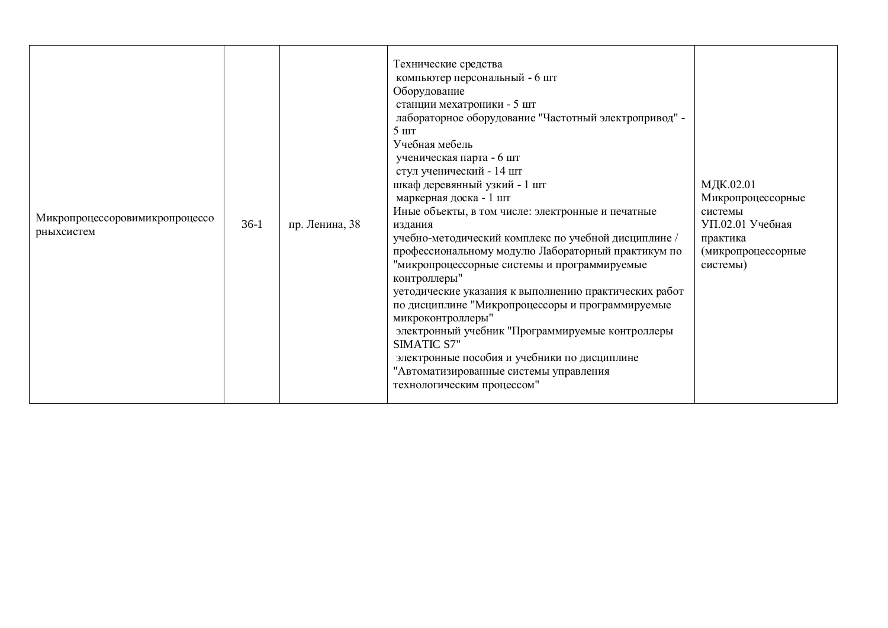| | | | | |
|---|---|---|---|---|
| Микропроцессоровимикропроцессорныхсистем | 36-1 | пр. Ленина, 38 | Технические средства<br>компьютер персональный - 6 шт<br>Оборудование<br>станции мехатроники - 5 шт<br>лабораторное оборудование "Частотный электропривод" - 5 шт<br>Учебная мебель<br>ученическая парта - 6 шт<br>стул ученический - 14 шт<br>шкаф деревянный узкий - 1 шт<br>маркерная доска - 1 шт<br>Иные объекты, в том числе: электронные и печатные издания<br>учебно-методический комплекс по учебной дисциплине / профессиональному модулю Лабораторный практикум по "микропроцессорные системы и программируемые контроллеры"<br>уетодические указания к выполнению практических работ по дисциплине "Микропроцессоры и программируемые микроконтроллеры"<br>электронный учебник "Программируемые контроллеры SIMATIC S7"<br>электронные пособия и учебники по дисциплине "Автоматизированные системы управления технологическим процессом" | МДК.02.01 Микропроцессорные системы<br>УП.02.01 Учебная практика (микропроцессорные системы) |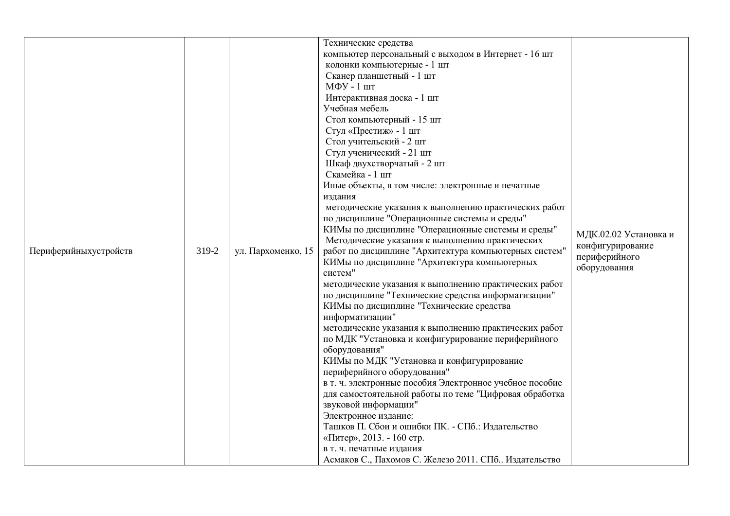| | | | | |
|---|---|---|---|---|
| Периферийныхустройств | 319-2 | ул. Пархоменко, 15 | Технические средства<br>компьютер персональный с выходом в Интернет - 16 шт<br>колонки компьютерные - 1 шт<br>Сканер планшетный - 1 шт<br>МФУ - 1 шт<br>Интерактивная доска - 1 шт<br>Учебная мебель<br>Стол компьютерный - 15 шт<br>Стул «Престиж» - 1 шт<br>Стол учительский - 2 шт<br>Стул ученический - 21 шт<br>Шкаф двухстворчатый - 2 шт<br>Скамейка - 1 шт<br>Иные объекты, в том числе: электронные и печатные издания<br>методические указания к выполнению практических работ по дисциплине "Операционные системы и среды"<br>КИМы по дисциплине "Операционные системы и среды"<br>Методические указания к выполнению практических работ по дисциплине "Архитектура компьютерных систем"<br>КИМы по дисциплине "Архитектура компьютерных систем"<br>методические указания к выполнению практических работ по дисциплине "Технические средства информатизации"<br>КИМы по дисциплине "Технические средства информатизации"<br>методические указания к выполнению практических работ по МДК "Установка и конфигурирование периферийного оборудования"<br>КИМы по МДК "Установка и конфигурирование периферийного оборудования"<br>в т. ч. электронные пособия Электронное учебное пособие для самостоятельной работы по теме "Цифровая обработка звуковой информации"<br>Электронное издание:<br>Ташков П. Сбои и ошибки ПК. - СПб.: Издательство «Питер», 2013. - 160 стр.<br>в т. ч. печатные издания<br>Асмаков С., Пахомов С. Железо 2011. СПб.. Издательство | МДК.02.02 Установка и конфигурирование периферийного оборудования |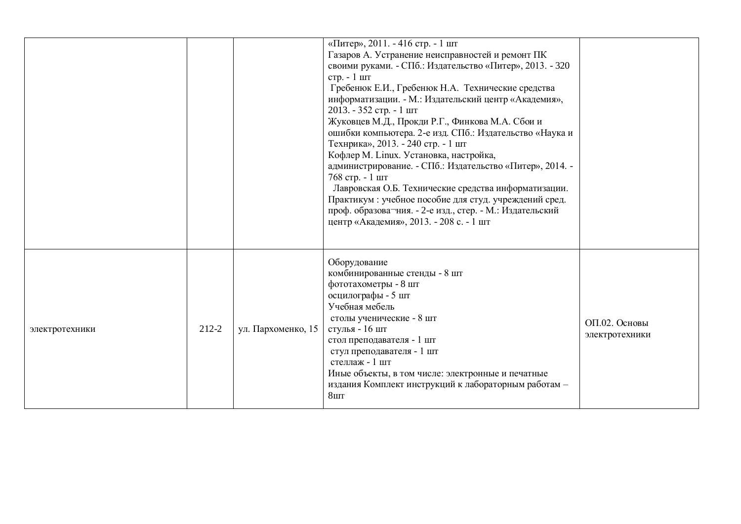|  |  |  |  |  |
|---|---|---|---|---|
|  |  |  | «Питер», 2011. - 416 стр. - 1 шт<br>Газаров А. Устранение неисправностей и ремонт ПК своими руками. - СПб.: Издательство «Питер», 2013. - 320 стр. - 1 шт<br>Гребенюк Е.И., Гребенюк Н.А. Технические средства информатизации. - М.: Издательский центр «Академия», 2013. - 352 стр. - 1 шт<br>Жуковцев М.Д., Прокди Р.Г., Финкова М.А. Сбои и ошибки компьютера. 2-е изд. СПб.: Издательство «Наука и Технрика», 2013. - 240 стр. - 1 шт<br>Кофлер М. Linux. Установка, настройка, администрирование. - СПб.: Издательство «Питер», 2014. - 768 стр. - 1 шт<br>Лавровская О.Б. Технические средства информатизации. Практикум : учебное пособие для студ. учреждений сред. проф. образова¬ния. - 2-е изд., стер. - М.: Издательский центр «Академия», 2013. - 208 с. - 1 шт |  |
| электротехники | 212-2 | ул. Пархоменко, 15 | Оборудование<br>комбинированные стенды - 8 шт<br>фототахометры - 8 шт<br>осцилографы - 5 шт<br>Учебная мебель<br>столы ученические - 8 шт<br>стулья - 16 шт<br>стол преподавателя - 1 шт<br>стул преподавателя - 1 шт<br>стеллаж - 1 шт<br>Иные объекты, в том числе: электронные и печатные издания Комплект инструкций к лабораторным работам – 8шт | ОП.02. Основы электротехники |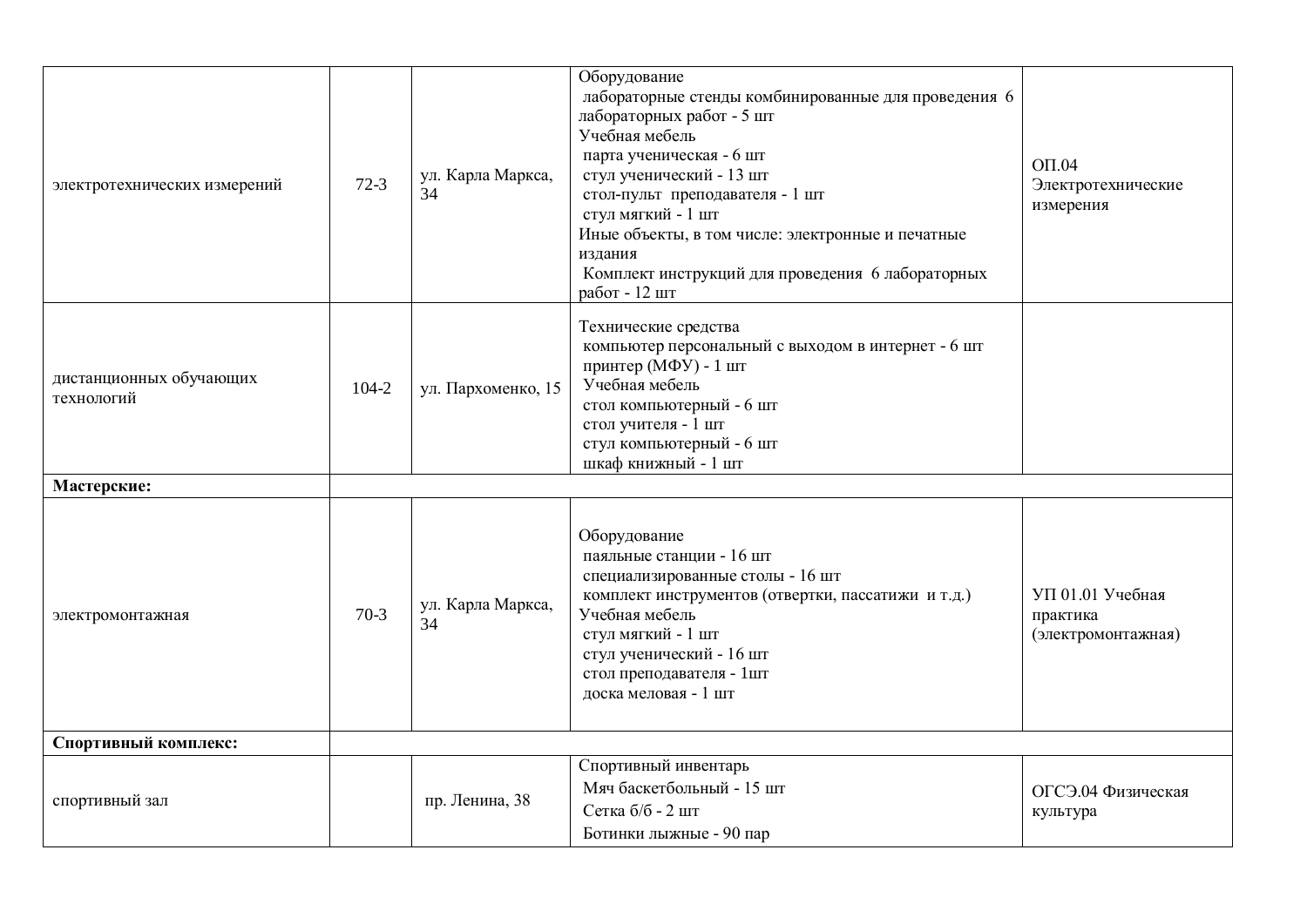| | | | | |
|---|---|---|---|---|
| электротехнических измерений | 72-3 | ул. Карла Маркса, 34 | Оборудование<br>лабораторные стенды комбинированные для проведения 6 лабораторных работ - 5 шт<br>Учебная мебель<br>парта ученическая - 6 шт<br>стул ученический - 13 шт<br>стол-пульт преподавателя - 1 шт<br>стул мягкий - 1 шт<br>Иные объекты, в том числе: электронные и печатные издания<br>Комплект инструкций для проведения 6 лабораторных работ - 12 шт | ОП.04 Электротехнические измерения |
| дистанционных обучающих технологий | 104-2 | ул. Пархоменко, 15 | Технические средства<br>компьютер персональный с выходом в интернет - 6 шт<br>принтер (МФУ) - 1 шт<br>Учебная мебель<br>стол компьютерный - 6 шт<br>стол учителя - 1 шт<br>стул компьютерный - 6 шт<br>шкаф книжный - 1 шт | |
| **Мастерские:** | | | | |
| электромонтажная | 70-3 | ул. Карла Маркса, 34 | Оборудование<br>паяльные станции - 16 шт<br>специализированные столы - 16 шт<br>комплект инструментов (отвертки, пассатижи и т.д.)<br>Учебная мебель<br>стул мягкий - 1 шт<br>стул ученический - 16 шт<br>стол преподавателя - 1шт<br>доска меловая - 1 шт | УП 01.01 Учебная практика (электромонтажная) |
| **Спортивный комплекс:** | | | | |
| спортивный зал | | пр. Ленина, 38 | Спортивный инвентарь<br>Мяч баскетбольный - 15 шт<br>Сетка б/б - 2 шт<br>Ботинки лыжные - 90 пар | ОГСЭ.04 Физическая культура |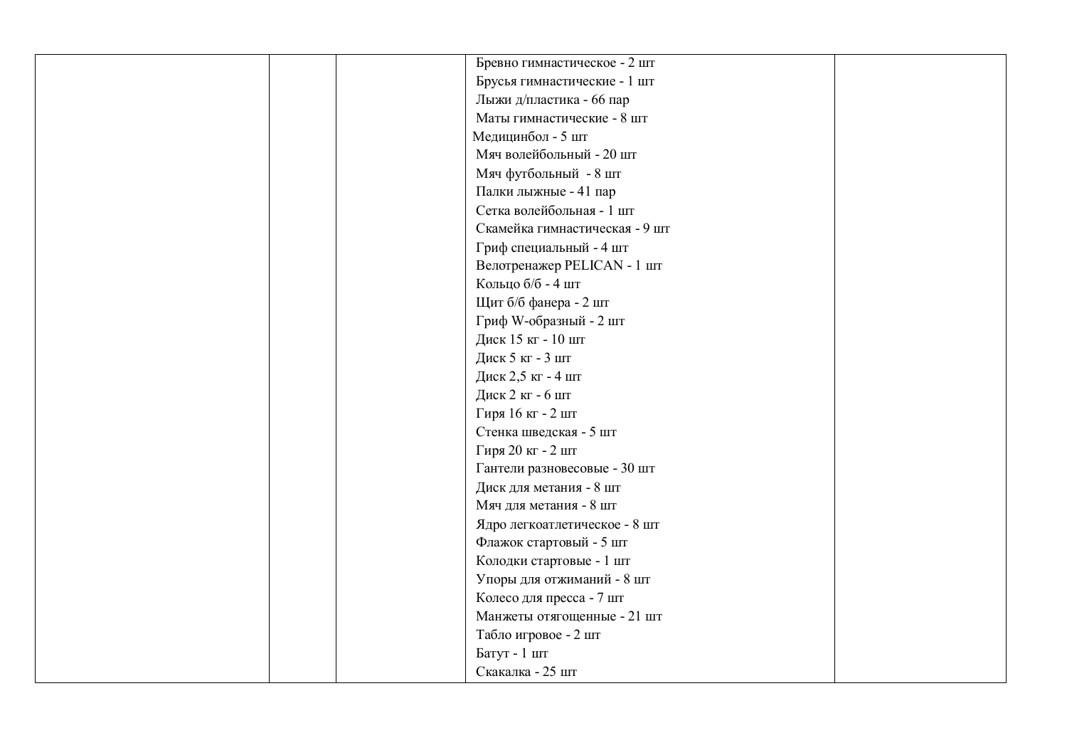|  |  |  |  |  |
|---|---|---|---|---|
|  |  |  | Бревно гимнастическое - 2 шт<br>Брусья гимнастические - 1 шт<br>Лыжи д/пластика - 66 пар<br>Маты гимнастические - 8 шт<br>Медицинбол - 5 шт<br>Мяч волейбольный - 20 шт<br>Мяч футбольный - 8 шт<br>Палки лыжные - 41 пар<br>Сетка волейбольная - 1 шт<br>Скамейка гимнастическая - 9 шт<br>Гриф специальный - 4 шт<br>Велотренажер PELICAN - 1 шт<br>Кольцо б/б - 4 шт<br>Щит б/б фанера - 2 шт<br>Гриф W-образный - 2 шт<br>Диск 15 кг - 10 шт<br>Диск 5 кг - 3 шт<br>Диск 2,5 кг - 4 шт<br>Диск 2 кг - 6 шт<br>Гиря 16 кг - 2 шт<br>Стенка шведская - 5 шт<br>Гиря 20 кг - 2 шт<br>Гантели разновесовые - 30 шт<br>Диск для метания - 8 шт<br>Мяч для метания - 8 шт<br>Ядро легкоатлетическое - 8 шт<br>Флажок стартовый - 5 шт<br>Колодки стартовые - 1 шт<br>Упоры для отжиманий - 8 шт<br>Колесо для пресса - 7 шт<br>Манжеты отягощенные - 21 шт<br>Табло игровое - 2 шт<br>Батут - 1 шт<br>Скакалка - 25 шт |  |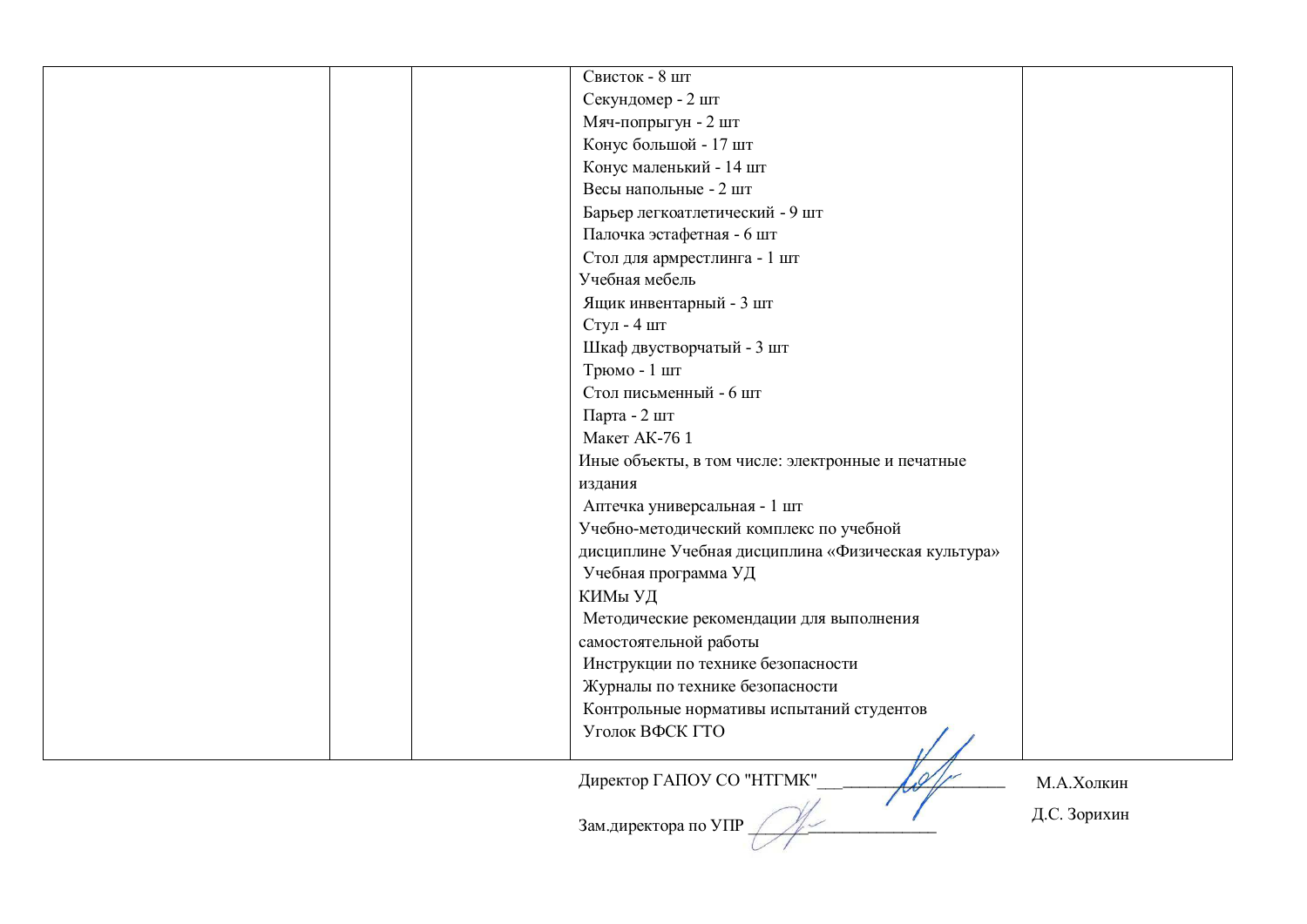| | | | | |
|---|---|---|---|---|
| | | | Свисток - 8 шт<br>Секундомер - 2 шт<br>Мяч-попрыгун - 2 шт<br>Конус большой - 17 шт<br>Конус маленький - 14 шт<br>Весы напольные - 2 шт<br>Барьер легкоатлетический - 9 шт<br>Палочка эстафетная - 6 шт<br>Стол для армрестлинга - 1 шт<br>Учебная мебель<br>Ящик инвентарный - 3 шт<br>Стул - 4 шт<br>Шкаф двустворчатый - 3 шт<br>Трюмо - 1 шт<br>Стол письменный - 6 шт<br>Парта - 2 шт<br>Макет АК-76 1<br>Иные объекты, в том числе: электронные и печатные издания<br>Аптечка универсальная - 1 шт<br>Учебно-методический комплекс по учебной дисциплине Учебная дисциплина «Физическая культура»<br>Учебная программа УД<br>КИМы УД<br>Методические рекомендации для выполнения самостоятельной работы<br>Инструкции по технике безопасности<br>Журналы по технике безопасности<br>Контрольные нормативы испытаний студентов<br>Уголок ВФСК ГТО | |

Директор ГАПОУ СО "НТГМК"______________________ М.А.Холкин

Зам.директора по УПР ______________________ Д.С. Зорихин